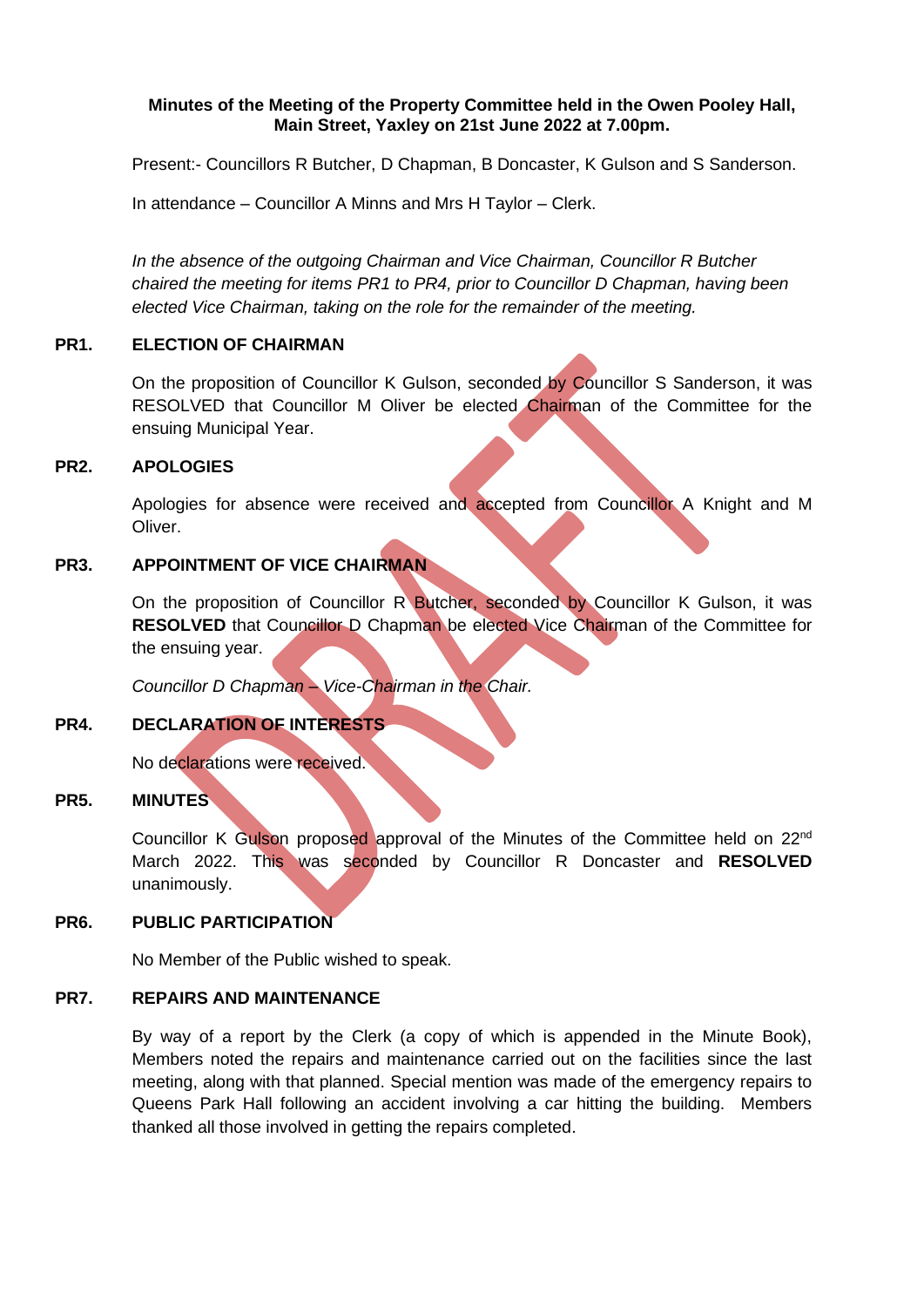**Minutes of the Meeting of the Property Committee held in the Owen Pooley Hall, Main Street, Yaxley on 21st June 2022 at 7.00pm.**

Present:- Councillors R Butcher, D Chapman, B Doncaster, K Gulson and S Sanderson.

In attendance – Councillor A Minns and Mrs H Taylor – Clerk.

*In the absence of the outgoing Chairman and Vice Chairman, Councillor R Butcher chaired the meeting for items PR1 to PR4, prior to Councillor D Chapman, having been elected Vice Chairman, taking on the role for the remainder of the meeting.*

**PR1. ELECTION OF CHAIRMAN**

On the proposition of Councillor K Gulson, seconded by Councillor S Sanderson, it was RESOLVED that Councillor M Oliver be elected Chairman of the Committee for the ensuing Municipal Year.

**PR2. APOLOGIES**

Apologies for absence were received and accepted from Councillor A Knight and M Oliver.

**PR3. APPOINTMENT OF VICE CHAIRMAN**

On the proposition of Councillor R Butcher, seconded by Councillor K Gulson, it was **RESOLVED** that Councillor D Chapman be elected Vice Chairman of the Committee for the ensuing year.

*Councillor D Chapman – Vice-Chairman in the Chair.*

**PR4. DECLARATION OF INTERESTS**

No declarations were received.

**PR5. MINUTES**

Councillor K Gulson proposed approval of the Minutes of the Committee held on 22nd March 2022. This was seconded by Councillor R Doncaster and **RESOLVED** unanimously.

**PR6. PUBLIC PARTICIPATION**

No Member of the Public wished to speak.

**PR7. REPAIRS AND MAINTENANCE**

By way of a report by the Clerk (a copy of which is appended in the Minute Book), Members noted the repairs and maintenance carried out on the facilities since the last meeting, along with that planned. Special mention was made of the emergency repairs to Queens Park Hall following an accident involving a car hitting the building. Members thanked all those involved in getting the repairs completed.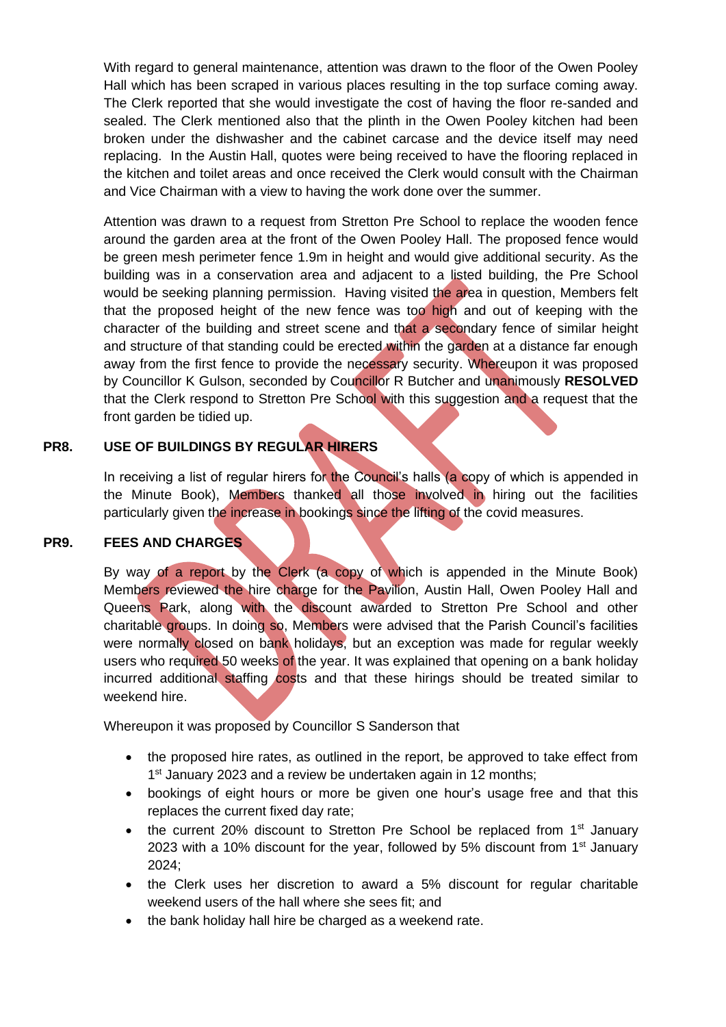With regard to general maintenance, attention was drawn to the floor of the Owen Pooley Hall which has been scraped in various places resulting in the top surface coming away. The Clerk reported that she would investigate the cost of having the floor re-sanded and sealed. The Clerk mentioned also that the plinth in the Owen Pooley kitchen had been broken under the dishwasher and the cabinet carcase and the device itself may need replacing. In the Austin Hall, quotes were being received to have the flooring replaced in the kitchen and toilet areas and once received the Clerk would consult with the Chairman and Vice Chairman with a view to having the work done over the summer.

Attention was drawn to a request from Stretton Pre School to replace the wooden fence around the garden area at the front of the Owen Pooley Hall. The proposed fence would be green mesh perimeter fence 1.9m in height and would give additional security. As the building was in a conservation area and adjacent to a listed building, the Pre School would be seeking planning permission. Having visited the area in question, Members felt that the proposed height of the new fence was too high and out of keeping with the character of the building and street scene and that a secondary fence of similar height and structure of that standing could be erected within the garden at a distance far enough away from the first fence to provide the necessary security. Whereupon it was proposed by Councillor K Gulson, seconded by Councillor R Butcher and unanimously **RESOLVED** that the Clerk respond to Stretton Pre School with this suggestion and a request that the front garden be tidied up.

## PR8. USE OF BUILDINGS BY REGULAR HIRERS

In receiving a list of regular hirers for the Council's halls (a copy of which is appended in the Minute Book), Members thanked all those involved in hiring out the facilities particularly given the increase in bookings since the lifting of the covid measures.

## PR9. FEES AND CHARGES

By way of a report by the Clerk (a copy of which is appended in the Minute Book) Members reviewed the hire charge for the Pavilion, Austin Hall, Owen Pooley Hall and Queens Park, along with the discount awarded to Stretton Pre School and other charitable groups. In doing so, Members were advised that the Parish Council's facilities were normally closed on bank holidays, but an exception was made for regular weekly users who required 50 weeks of the year. It was explained that opening on a bank holiday incurred additional staffing costs and that these hirings should be treated similar to weekend hire.

Whereupon it was proposed by Councillor S Sanderson that

- the proposed hire rates, as outlined in the report, be approved to take effect from 1st January 2023 and a review be undertaken again in 12 months;
- bookings of eight hours or more be given one hour's usage free and that this replaces the current fixed day rate;
- the current 20% discount to Stretton Pre School be replaced from 1st January 2023 with a 10% discount for the year, followed by 5% discount from 1st January 2024;
- the Clerk uses her discretion to award a 5% discount for regular charitable weekend users of the hall where she sees fit; and
- the bank holiday hall hire be charged as a weekend rate.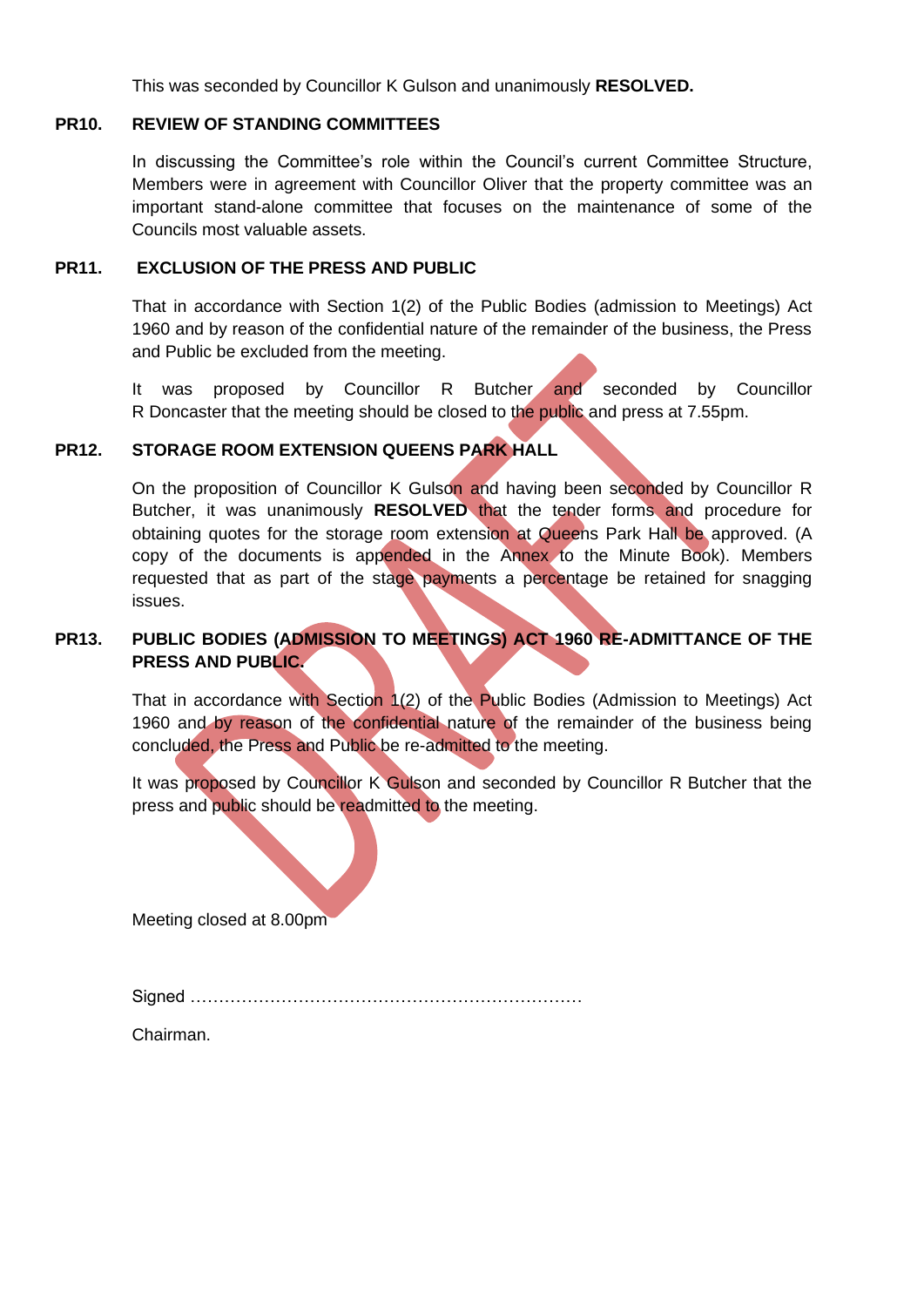This was seconded by Councillor K Gulson and unanimously **RESOLVED.**

**PR10. REVIEW OF STANDING COMMITTEES**

In discussing the Committee's role within the Council's current Committee Structure, Members were in agreement with Councillor Oliver that the property committee was an important stand-alone committee that focuses on the maintenance of some of the Councils most valuable assets.

**PR11. EXCLUSION OF THE PRESS AND PUBLIC**

That in accordance with Section 1(2) of the Public Bodies (admission to Meetings) Act 1960 and by reason of the confidential nature of the remainder of the business, the Press and Public be excluded from the meeting.

It was proposed by Councillor R Butcher and seconded by Councillor R Doncaster that the meeting should be closed to the public and press at 7.55pm.

**PR12. STORAGE ROOM EXTENSION QUEENS PARK HALL**

On the proposition of Councillor K Gulson and having been seconded by Councillor R Butcher, it was unanimously **RESOLVED** that the tender forms and procedure for obtaining quotes for the storage room extension at Queens Park Hall be approved. (A copy of the documents is appended in the Annex to the Minute Book). Members requested that as part of the stage payments a percentage be retained for snagging issues.

**PR13. PUBLIC BODIES (ADMISSION TO MEETINGS) ACT 1960 RE-ADMITTANCE OF THE PRESS AND PUBLIC.**

That in accordance with Section 1(2) of the Public Bodies (Admission to Meetings) Act 1960 and by reason of the confidential nature of the remainder of the business being concluded, the Press and Public be re-admitted to the meeting.

It was proposed by Councillor K Gulson and seconded by Councillor R Butcher that the press and public should be readmitted to the meeting.

Meeting closed at 8.00pm

Signed ……………………………………………………………

Chairman.